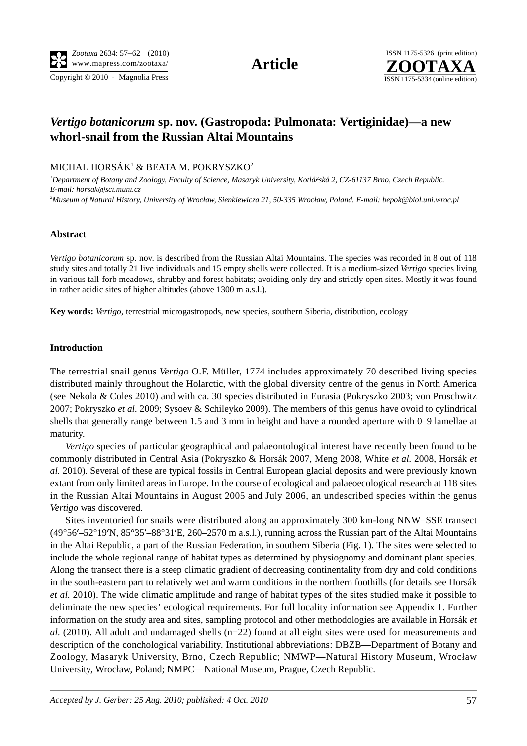# *Vertigo botanicorum* sp. nov. (Gastropoda: Pulmonata: Vertiginidae)—a new whorl-snail from the Russian Altai Mountains

MICHAL HORSÁK[1] & BEATA M. POKRYSZKO[2]

[1]*Department of Botany and Zoology, Faculty of Science, Masaryk University, Kotlářská 2, CZ-61137 Brno, Czech Republic. E-mail: horsak@sci.muni.cz*

[2]*Museum of Natural History, University of Wrocław, Sienkiewicza 21, 50-335 Wrocław, Poland. E-mail: bepok@biol.uni.wroc.pl*

## Abstract

*Vertigo botanicorum* sp. nov. is described from the Russian Altai Mountains. The species was recorded in 8 out of 118 study sites and totally 21 live individuals and 15 empty shells were collected. It is a medium-sized *Vertigo* species living in various tall-forb meadows, shrubby and forest habitats; avoiding only dry and strictly open sites. Mostly it was found in rather acidic sites of higher altitudes (above 1300 m a.s.l.).

**Key words:** *Vertigo*, terrestrial microgastropods, new species, southern Siberia, distribution, ecology

## Introduction

The terrestrial snail genus *Vertigo* O.F. Müller, 1774 includes approximately 70 described living species distributed mainly throughout the Holarctic, with the global diversity centre of the genus in North America (see Nekola & Coles 2010) and with ca. 30 species distributed in Eurasia (Pokryszko 2003; von Proschwitz 2007; Pokryszko *et al.* 2009; Sysoev & Schileyko 2009). The members of this genus have ovoid to cylindrical shells that generally range between 1.5 and 3 mm in height and have a rounded aperture with 0–9 lamellae at maturity.

*Vertigo* species of particular geographical and palaeontological interest have recently been found to be commonly distributed in Central Asia (Pokryszko & Horsák 2007, Meng 2008, White *et al.* 2008, Horsák *et al.* 2010). Several of these are typical fossils in Central European glacial deposits and were previously known extant from only limited areas in Europe. In the course of ecological and palaeoecological research at 118 sites in the Russian Altai Mountains in August 2005 and July 2006, an undescribed species within the genus *Vertigo* was discovered.

Sites inventoried for snails were distributed along an approximately 300 km-long NNW–SSE transect (49°56′–52°19′N, 85°35′–88°31′E, 260–2570 m a.s.l.), running across the Russian part of the Altai Mountains in the Altai Republic, a part of the Russian Federation, in southern Siberia (Fig. 1). The sites were selected to include the whole regional range of habitat types as determined by physiognomy and dominant plant species. Along the transect there is a steep climatic gradient of decreasing continentality from dry and cold conditions in the south-eastern part to relatively wet and warm conditions in the northern foothills (for details see Horsák *et al.* 2010). The wide climatic amplitude and range of habitat types of the sites studied make it possible to deliminate the new species' ecological requirements. For full locality information see Appendix 1. Further information on the study area and sites, sampling protocol and other methodologies are available in Horsák *et al.* (2010). All adult and undamaged shells (n=22) found at all eight sites were used for measurements and description of the conchological variability. Institutional abbreviations: DBZB—Department of Botany and Zoology, Masaryk University, Brno, Czech Republic; NMWP—Natural History Museum, Wrocław University, Wrocław, Poland; NMPC—National Museum, Prague, Czech Republic.

*Accepted by J. Gerber: 25 Aug. 2010; published: 4 Oct. 2010*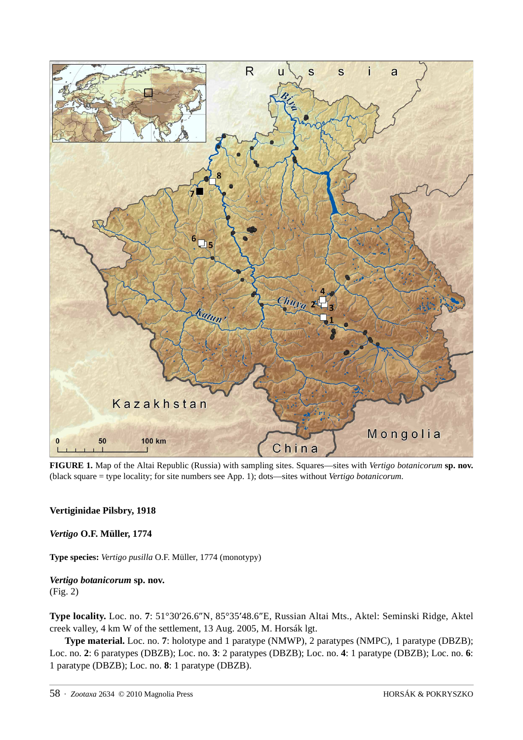**FIGURE 1.** Map of the Altai Republic (Russia) with sampling sites. Squares—sites with *Vertigo botanicorum* **sp. nov.** (black square = type locality; for site numbers see App. 1); dots—sites without *Vertigo botanicorum*.

## Vertiginidae Pilsbry, 1918

### *Vertigo* O.F. Müller, 1774

**Type species:** *Vertigo pusilla* O.F. Müller, 1774 (monotypy)

### *Vertigo botanicorum* sp. nov.

(Fig. 2)

**Type locality.** Loc. no. **7**: 51°30′26.6″N, 85°35′48.6″E, Russian Altai Mts., Aktel: Seminski Ridge, Aktel creek valley, 4 km W of the settlement, 13 Aug. 2005, M. Horsák lgt.

**Type material.** Loc. no. **7**: holotype and 1 paratype (NMWP), 2 paratypes (NMPC), 1 paratype (DBZB); Loc. no. **2**: 6 paratypes (DBZB); Loc. no. **3**: 2 paratypes (DBZB); Loc. no. **4**: 1 paratype (DBZB); Loc. no. **6**: 1 paratype (DBZB); Loc. no. **8**: 1 paratype (DBZB).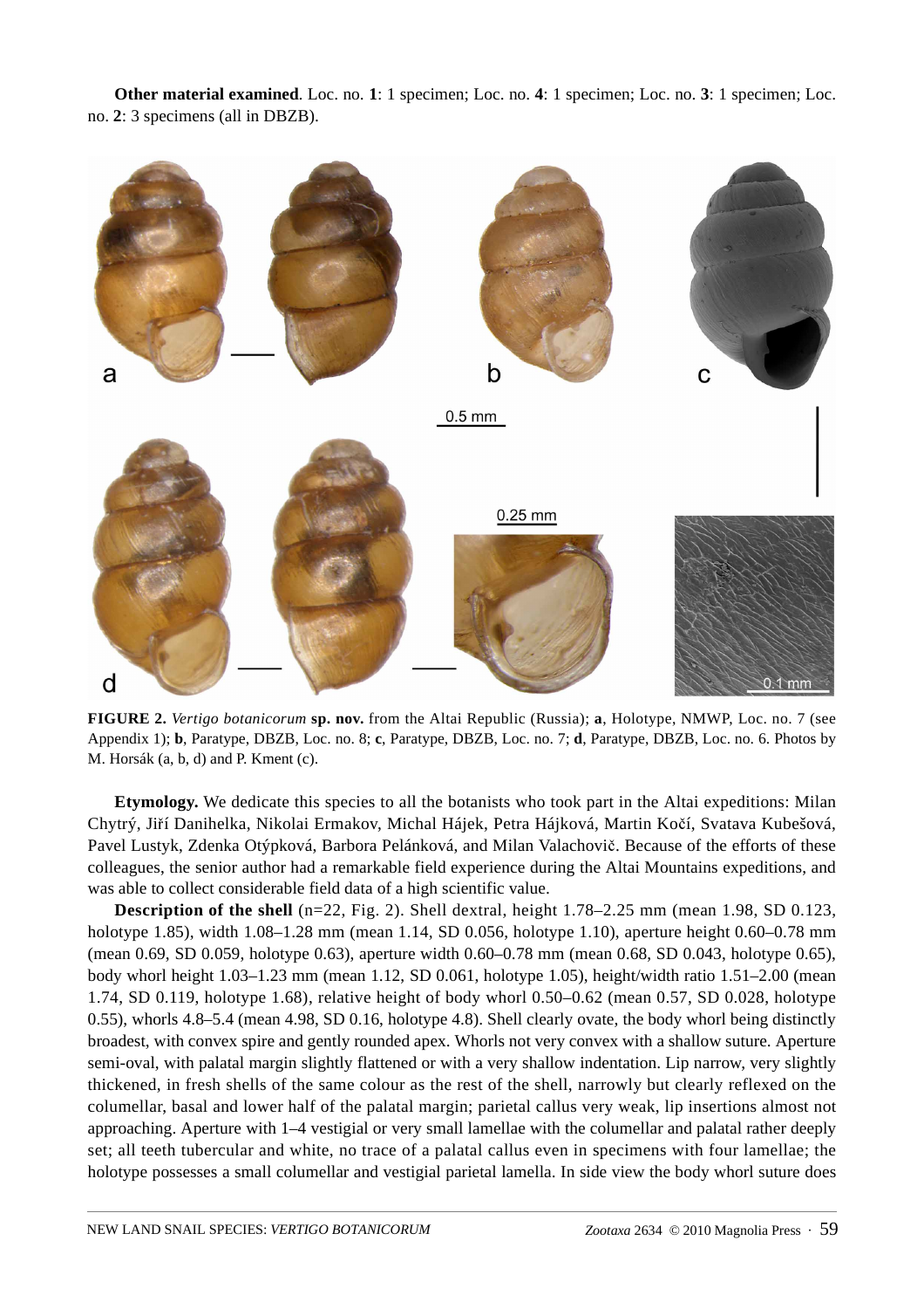**Other material examined**. Loc. no. **1**: 1 specimen; Loc. no. **4**: 1 specimen; Loc. no. **3**: 1 specimen; Loc. no. **2**: 3 specimens (all in DBZB).

**FIGURE 2.** *Vertigo botanicorum* **sp. nov.** from the Altai Republic (Russia); **a**, Holotype, NMWP, Loc. no. 7 (see Appendix 1); **b**, Paratype, DBZB, Loc. no. 8; **c**, Paratype, DBZB, Loc. no. 7; **d**, Paratype, DBZB, Loc. no. 6. Photos by M. Horsák (a, b, d) and P. Kment (c).

**Etymology.** We dedicate this species to all the botanists who took part in the Altai expeditions: Milan Chytrý, Jiří Danihelka, Nikolai Ermakov, Michal Hájek, Petra Hájková, Martin Kočí, Svatava Kubešová, Pavel Lustyk, Zdenka Otýpková, Barbora Pelánková, and Milan Valachovič. Because of the efforts of these colleagues, the senior author had a remarkable field experience during the Altai Mountains expeditions, and was able to collect considerable field data of a high scientific value.

**Description of the shell** (n=22, Fig. 2). Shell dextral, height 1.78–2.25 mm (mean 1.98, SD 0.123, holotype 1.85), width 1.08–1.28 mm (mean 1.14, SD 0.056, holotype 1.10), aperture height 0.60–0.78 mm (mean 0.69, SD 0.059, holotype 0.63), aperture width 0.60–0.78 mm (mean 0.68, SD 0.043, holotype 0.65), body whorl height 1.03–1.23 mm (mean 1.12, SD 0.061, holotype 1.05), height/width ratio 1.51–2.00 (mean 1.74, SD 0.119, holotype 1.68), relative height of body whorl 0.50–0.62 (mean 0.57, SD 0.028, holotype 0.55), whorls 4.8–5.4 (mean 4.98, SD 0.16, holotype 4.8). Shell clearly ovate, the body whorl being distinctly broadest, with convex spire and gently rounded apex. Whorls not very convex with a shallow suture. Aperture semi-oval, with palatal margin slightly flattened or with a very shallow indentation. Lip narrow, very slightly thickened, in fresh shells of the same colour as the rest of the shell, narrowly but clearly reflexed on the columellar, basal and lower half of the palatal margin; parietal callus very weak, lip insertions almost not approaching. Aperture with 1–4 vestigial or very small lamellae with the columellar and palatal rather deeply set; all teeth tubercular and white, no trace of a palatal callus even in specimens with four lamellae; the holotype possesses a small columellar and vestigial parietal lamella. In side view the body whorl suture does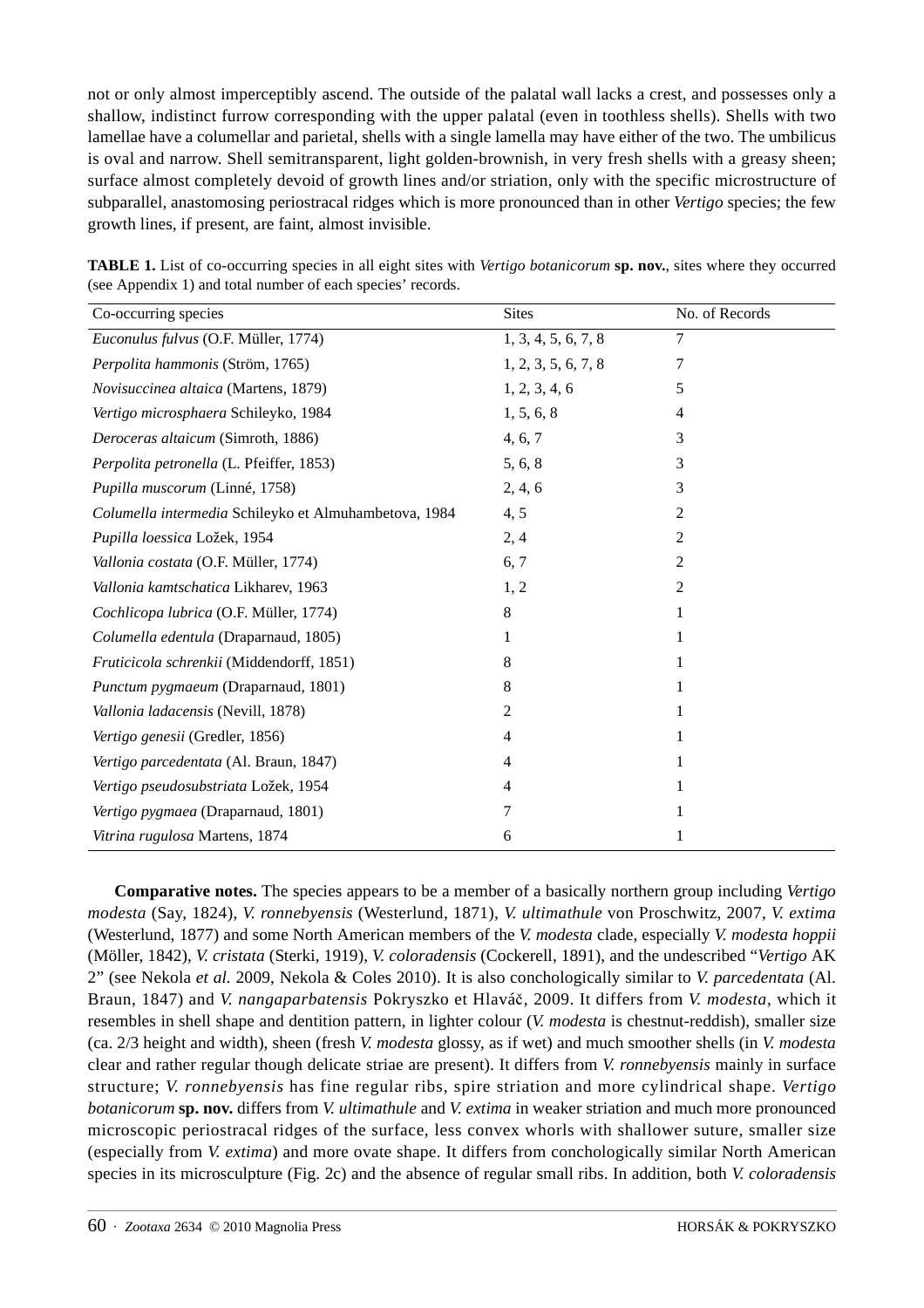not or only almost imperceptibly ascend. The outside of the palatal wall lacks a crest, and possesses only a shallow, indistinct furrow corresponding with the upper palatal (even in toothless shells). Shells with two lamellae have a columellar and parietal, shells with a single lamella may have either of the two. The umbilicus is oval and narrow. Shell semitransparent, light golden-brownish, in very fresh shells with a greasy sheen; surface almost completely devoid of growth lines and/or striation, only with the specific microstructure of subparallel, anastomosing periostracal ridges which is more pronounced than in other *Vertigo* species; the few growth lines, if present, are faint, almost invisible.

**TABLE 1.** List of co-occurring species in all eight sites with *Vertigo botanicorum* **sp. nov.**, sites where they occurred (see Appendix 1) and total number of each species' records.

| Co-occurring species | Sites | No. of Records |
|---|---|---|
| *Euconulus fulvus* (O.F. Müller, 1774) | 1, 3, 4, 5, 6, 7, 8 | 7 |
| *Perpolita hammonis* (Ström, 1765) | 1, 2, 3, 5, 6, 7, 8 | 7 |
| *Novisuccinea altaica* (Martens, 1879) | 1, 2, 3, 4, 6 | 5 |
| *Vertigo microsphaera* Schileyko, 1984 | 1, 5, 6, 8 | 4 |
| *Deroceras altaicum* (Simroth, 1886) | 4, 6, 7 | 3 |
| *Perpolita petronella* (L. Pfeiffer, 1853) | 5, 6, 8 | 3 |
| *Pupilla muscorum* (Linné, 1758) | 2, 4, 6 | 3 |
| *Columella intermedia* Schileyko et Almuhambetova, 1984 | 4, 5 | 2 |
| *Pupilla loessica* Ložek, 1954 | 2, 4 | 2 |
| *Vallonia costata* (O.F. Müller, 1774) | 6, 7 | 2 |
| *Vallonia kamtschatica* Likharev, 1963 | 1, 2 | 2 |
| *Cochlicopa lubrica* (O.F. Müller, 1774) | 8 | 1 |
| *Columella edentula* (Draparnaud, 1805) | 1 | 1 |
| *Fruticicola schrenkii* (Middendorff, 1851) | 8 | 1 |
| *Punctum pygmaeum* (Draparnaud, 1801) | 8 | 1 |
| *Vallonia ladacensis* (Nevill, 1878) | 2 | 1 |
| *Vertigo genesii* (Gredler, 1856) | 4 | 1 |
| *Vertigo parcedentata* (Al. Braun, 1847) | 4 | 1 |
| *Vertigo pseudosubstriata* Ložek, 1954 | 4 | 1 |
| *Vertigo pygmaea* (Draparnaud, 1801) | 7 | 1 |
| *Vitrina rugulosa* Martens, 1874 | 6 | 1 |

**Comparative notes.** The species appears to be a member of a basically northern group including *Vertigo modesta* (Say, 1824), *V. ronnebyensis* (Westerlund, 1871), *V. ultimathule* von Proschwitz, 2007, *V. extima* (Westerlund, 1877) and some North American members of the *V. modesta* clade, especially *V. modesta hoppii* (Möller, 1842), *V. cristata* (Sterki, 1919), *V. coloradensis* (Cockerell, 1891), and the undescribed "*Vertigo* AK 2" (see Nekola *et al.* 2009, Nekola & Coles 2010). It is also conchologically similar to *V. parcedentata* (Al. Braun, 1847) and *V. nangaparbatensis* Pokryszko et Hlaváč, 2009. It differs from *V. modesta*, which it resembles in shell shape and dentition pattern, in lighter colour (*V. modesta* is chestnut-reddish), smaller size (ca. 2/3 height and width), sheen (fresh *V. modesta* glossy, as if wet) and much smoother shells (in *V. modesta* clear and rather regular though delicate striae are present). It differs from *V. ronnebyensis* mainly in surface structure; *V. ronnebyensis* has fine regular ribs, spire striation and more cylindrical shape. *Vertigo botanicorum* **sp. nov.** differs from *V. ultimathule* and *V. extima* in weaker striation and much more pronounced microscopic periostracal ridges of the surface, less convex whorls with shallower suture, smaller size (especially from *V. extima*) and more ovate shape. It differs from conchologically similar North American species in its microsculpture (Fig. 2c) and the absence of regular small ribs. In addition, both *V. coloradensis*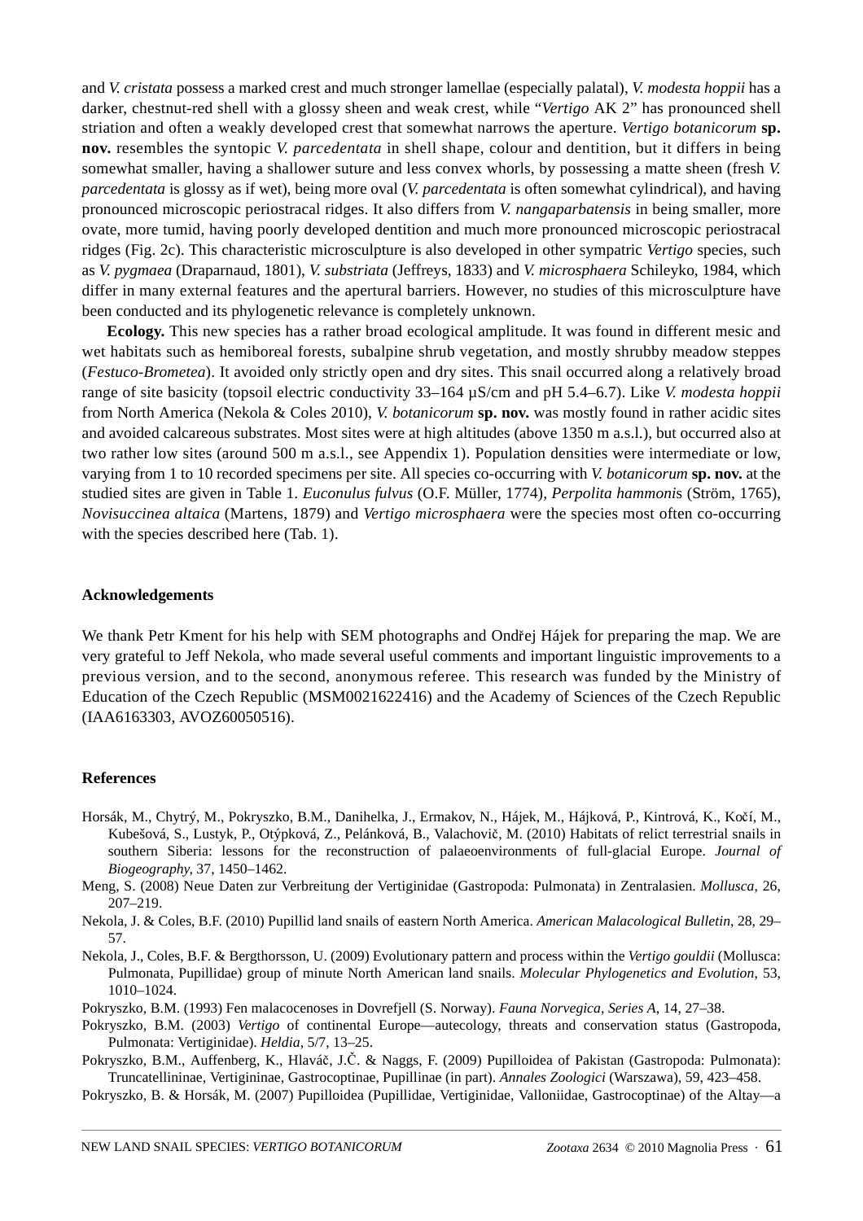and *V. cristata* possess a marked crest and much stronger lamellae (especially palatal), *V. modesta hoppii* has a darker, chestnut-red shell with a glossy sheen and weak crest, while "*Vertigo* AK 2" has pronounced shell striation and often a weakly developed crest that somewhat narrows the aperture. *Vertigo botanicorum* **sp. nov.** resembles the syntopic *V. parcedentata* in shell shape, colour and dentition, but it differs in being somewhat smaller, having a shallower suture and less convex whorls, by possessing a matte sheen (fresh *V. parcedentata* is glossy as if wet), being more oval (*V. parcedentata* is often somewhat cylindrical), and having pronounced microscopic periostracal ridges. It also differs from *V. nangaparbatensis* in being smaller, more ovate, more tumid, having poorly developed dentition and much more pronounced microscopic periostracal ridges (Fig. 2c). This characteristic microsculpture is also developed in other sympatric *Vertigo* species, such as *V. pygmaea* (Draparnaud, 1801), *V. substriata* (Jeffreys, 1833) and *V. microsphaera* Schileyko, 1984, which differ in many external features and the apertural barriers. However, no studies of this microsculpture have been conducted and its phylogenetic relevance is completely unknown.

**Ecology.** This new species has a rather broad ecological amplitude. It was found in different mesic and wet habitats such as hemiboreal forests, subalpine shrub vegetation, and mostly shrubby meadow steppes (*Festuco-Brometea*). It avoided only strictly open and dry sites. This snail occurred along a relatively broad range of site basicity (topsoil electric conductivity 33–164 µS/cm and pH 5.4–6.7). Like *V. modesta hoppii* from North America (Nekola & Coles 2010), *V. botanicorum* **sp. nov.** was mostly found in rather acidic sites and avoided calcareous substrates. Most sites were at high altitudes (above 1350 m a.s.l.), but occurred also at two rather low sites (around 500 m a.s.l., see Appendix 1). Population densities were intermediate or low, varying from 1 to 10 recorded specimens per site. All species co-occurring with *V. botanicorum* **sp. nov.** at the studied sites are given in Table 1. *Euconulus fulvus* (O.F. Müller, 1774), *Perpolita hammoni*s (Ström, 1765), *Novisuccinea altaica* (Martens, 1879) and *Vertigo microsphaera* were the species most often co-occurring with the species described here (Tab. 1).

## Acknowledgements

We thank Petr Kment for his help with SEM photographs and Ondřej Hájek for preparing the map. We are very grateful to Jeff Nekola, who made several useful comments and important linguistic improvements to a previous version, and to the second, anonymous referee. This research was funded by the Ministry of Education of the Czech Republic (MSM0021622416) and the Academy of Sciences of the Czech Republic (IAA6163303, AVOZ60050516).

## References

Horsák, M., Chytrý, M., Pokryszko, B.M., Danihelka, J., Ermakov, N., Hájek, M., Hájková, P., Kintrová, K., Kočí, M., Kubešová, S., Lustyk, P., Otýpková, Z., Pelánková, B., Valachovič, M. (2010) Habitats of relict terrestrial snails in southern Siberia: lessons for the reconstruction of palaeoenvironments of full-glacial Europe. *Journal of Biogeography*, 37, 1450–1462.

Meng, S. (2008) Neue Daten zur Verbreitung der Vertiginidae (Gastropoda: Pulmonata) in Zentralasien. *Mollusca*, 26, 207–219.

Nekola, J. & Coles, B.F. (2010) Pupillid land snails of eastern North America. *American Malacological Bulletin*, 28, 29–57.

Nekola, J., Coles, B.F. & Bergthorsson, U. (2009) Evolutionary pattern and process within the *Vertigo gouldii* (Mollusca: Pulmonata, Pupillidae) group of minute North American land snails. *Molecular Phylogenetics and Evolution*, 53, 1010–1024.

Pokryszko, B.M. (1993) Fen malacocenoses in Dovrefjell (S. Norway). *Fauna Norvegica, Series A*, 14, 27–38.

Pokryszko, B.M. (2003) *Vertigo* of continental Europe—autecology, threats and conservation status (Gastropoda, Pulmonata: Vertiginidae). *Heldia*, 5/7, 13–25.

Pokryszko, B.M., Auffenberg, K., Hlaváč, J.Č. & Naggs, F. (2009) Pupilloidea of Pakistan (Gastropoda: Pulmonata): Truncatellininae, Vertigininae, Gastrocoptinae, Pupillinae (in part). *Annales Zoologici* (Warszawa), 59, 423–458.

Pokryszko, B. & Horsák, M. (2007) Pupilloidea (Pupillidae, Vertiginidae, Valloniidae, Gastrocoptinae) of the Altay—a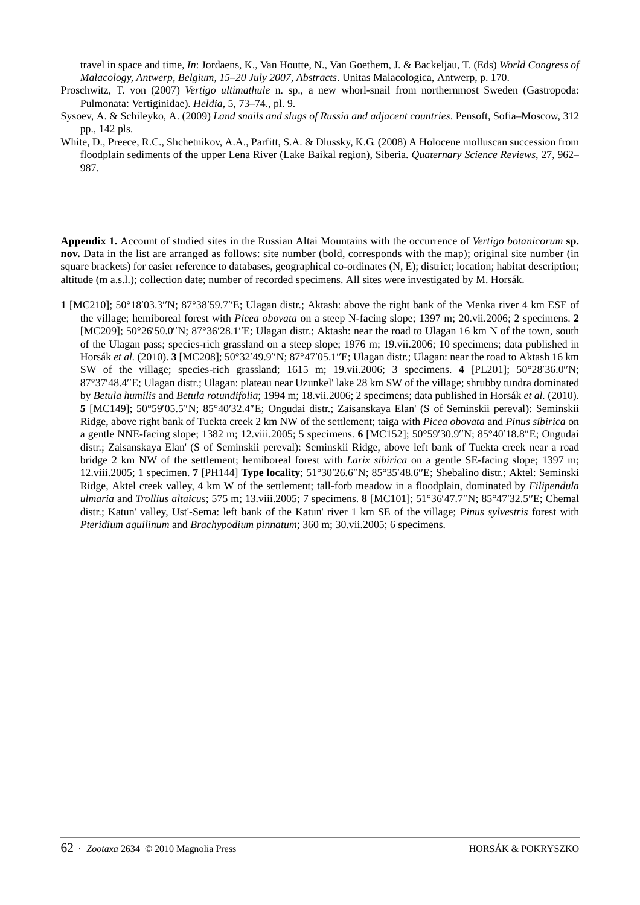travel in space and time, *In*: Jordaens, K., Van Houtte, N., Van Goethem, J. & Backeljau, T. (Eds) *World Congress of Malacology, Antwerp, Belgium, 15–20 July 2007, Abstracts*. Unitas Malacologica, Antwerp, p. 170.

Proschwitz, T. von (2007) *Vertigo ultimathule* n. sp., a new whorl-snail from northernmost Sweden (Gastropoda: Pulmonata: Vertiginidae). *Heldia*, 5, 73–74., pl. 9.

Sysoev, A. & Schileyko, A. (2009) *Land snails and slugs of Russia and adjacent countries*. Pensoft, Sofia–Moscow, 312 pp., 142 pls.

White, D., Preece, R.C., Shchetnikov, A.A., Parfitt, S.A. & Dlussky, K.G. (2008) A Holocene molluscan succession from floodplain sediments of the upper Lena River (Lake Baikal region), Siberia. *Quaternary Science Reviews*, 27, 962–987.

**Appendix 1.** Account of studied sites in the Russian Altai Mountains with the occurrence of *Vertigo botanicorum* **sp. nov.** Data in the list are arranged as follows: site number (bold, corresponds with the map); original site number (in square brackets) for easier reference to databases, geographical co-ordinates (N, E); district; location; habitat description; altitude (m a.s.l.); collection date; number of recorded specimens. All sites were investigated by M. Horsák.

**1** [MC210]; 50°18′03.3′′N; 87°38′59.7′′E; Ulagan distr.; Aktash: above the right bank of the Menka river 4 km ESE of the village; hemiboreal forest with *Picea obovata* on a steep N-facing slope; 1397 m; 20.vii.2006; 2 specimens. **2** [MC209]; 50°26′50.0′′N; 87°36′28.1′′E; Ulagan distr.; Aktash: near the road to Ulagan 16 km N of the town, south of the Ulagan pass; species-rich grassland on a steep slope; 1976 m; 19.vii.2006; 10 specimens; data published in Horsák *et al.* (2010). **3** [MC208]; 50°32′49.9′′N; 87°47′05.1′′E; Ulagan distr.; Ulagan: near the road to Aktash 16 km SW of the village; species-rich grassland; 1615 m; 19.vii.2006; 3 specimens. **4** [PL201]; 50°28′36.0′′N; 87°37′48.4′′E; Ulagan distr.; Ulagan: plateau near Uzunkel' lake 28 km SW of the village; shrubby tundra dominated by *Betula humilis* and *Betula rotundifolia*; 1994 m; 18.vii.2006; 2 specimens; data published in Horsák *et al.* (2010). **5** [MC149]; 50°59′05.5′′N; 85°40′32.4″E; Ongudai distr.; Zaisanskaya Elan' (S of Seminskii pereval): Seminskii Ridge, above right bank of Tuekta creek 2 km NW of the settlement; taiga with *Picea obovata* and *Pinus sibirica* on a gentle NNE-facing slope; 1382 m; 12.viii.2005; 5 specimens. **6** [MC152]; 50°59′30.9′′N; 85°40′18.8″E; Ongudai distr.; Zaisanskaya Elan' (S of Seminskii pereval): Seminskii Ridge, above left bank of Tuekta creek near a road bridge 2 km NW of the settlement; hemiboreal forest with *Larix sibirica* on a gentle SE-facing slope; 1397 m; 12.viii.2005; 1 specimen. **7** [PH144] **Type locality**; 51°30′26.6″N; 85°35′48.6′′E; Shebalino distr.; Aktel: Seminski Ridge, Aktel creek valley, 4 km W of the settlement; tall-forb meadow in a floodplain, dominated by *Filipendula ulmaria* and *Trollius altaicus*; 575 m; 13.viii.2005; 7 specimens. **8** [MC101]; 51°36′47.7″N; 85°47′32.5′′E; Chemal distr.; Katun' valley, Ust'-Sema: left bank of the Katun' river 1 km SE of the village; *Pinus sylvestris* forest with *Pteridium aquilinum* and *Brachypodium pinnatum*; 360 m; 30.vii.2005; 6 specimens.